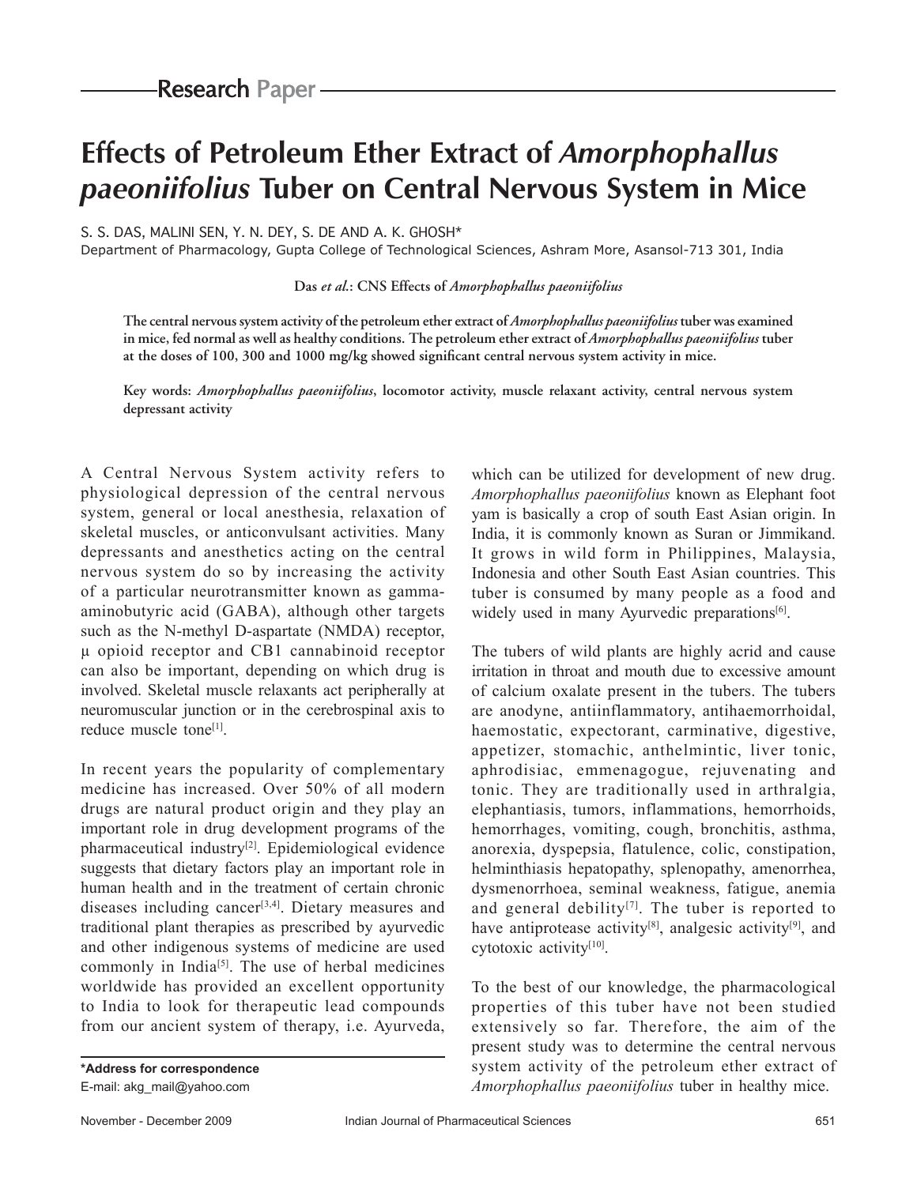Research Paper

# Effects of Petroleum Ether Extract of *Amorphophallus paeoniifolius* Tuber on Central Nervous System in Mice

S. S. DAS, MALINI SEN, Y. N. DEY, S. DE AND A. K. GHOSH*

Department of Pharmacology, Gupta College of Technological Sciences, Ashram More, Asansol-713 301, India

Das *et al.*: CNS Effects of *Amorphophallus paeoniifolius*

**The central nervous system activity of the petroleum ether extract of *Amorphophallus paeoniifolius* tuber was examined in mice, fed normal as well as healthy conditions. The petroleum ether extract of *Amorphophallus paeoniifolius* tuber at the doses of 100, 300 and 1000 mg/kg showed significant central nervous system activity in mice.**

**Key words:** ***Amorphophallus paeoniifolius*, locomotor activity, muscle relaxant activity, central nervous system depressant activity**

A Central Nervous System activity refers to physiological depression of the central nervous system, general or local anesthesia, relaxation of skeletal muscles, or anticonvulsant activities. Many depressants and anesthetics acting on the central nervous system do so by increasing the activity of a particular neurotransmitter known as gamma-aminobutyric acid (GABA), although other targets such as the N-methyl D-aspartate (NMDA) receptor, μ opioid receptor and CB1 cannabinoid receptor can also be important, depending on which drug is involved. Skeletal muscle relaxants act peripherally at neuromuscular junction or in the cerebrospinal axis to reduce muscle tone[1].

In recent years the popularity of complementary medicine has increased. Over 50% of all modern drugs are natural product origin and they play an important role in drug development programs of the pharmaceutical industry[2]. Epidemiological evidence suggests that dietary factors play an important role in human health and in the treatment of certain chronic diseases including cancer[3,4]. Dietary measures and traditional plant therapies as prescribed by ayurvedic and other indigenous systems of medicine are used commonly in India[5]. The use of herbal medicines worldwide has provided an excellent opportunity to India to look for therapeutic lead compounds from our ancient system of therapy, i.e. Ayurveda, which can be utilized for development of new drug. *Amorphophallus paeoniifolius* known as Elephant foot yam is basically a crop of south East Asian origin. In India, it is commonly known as Suran or Jimmikand. It grows in wild form in Philippines, Malaysia, Indonesia and other South East Asian countries. This tuber is consumed by many people as a food and widely used in many Ayurvedic preparations[6].

The tubers of wild plants are highly acrid and cause irritation in throat and mouth due to excessive amount of calcium oxalate present in the tubers. The tubers are anodyne, antiinflammatory, antihaemorrhoidal, haemostatic, expectorant, carminative, digestive, appetizer, stomachic, anthelmintic, liver tonic, aphrodisiac, emmenagogue, rejuvenating and tonic. They are traditionally used in arthralgia, elephantiasis, tumors, inflammations, hemorrhoids, hemorrhages, vomiting, cough, bronchitis, asthma, anorexia, dyspepsia, flatulence, colic, constipation, helminthiasis hepatopathy, splenopathy, amenorrhea, dysmenorrhoea, seminal weakness, fatigue, anemia and general debility[7]. The tuber is reported to have antiprotease activity[8], analgesic activity[9], and cytotoxic activity[10].

To the best of our knowledge, the pharmacological properties of this tuber have not been studied extensively so far. Therefore, the aim of the present study was to determine the central nervous system activity of the petroleum ether extract of *Amorphophallus paeoniifolius* tuber in healthy mice.

**\*Address for correspondence**
E-mail: akg_mail@yahoo.com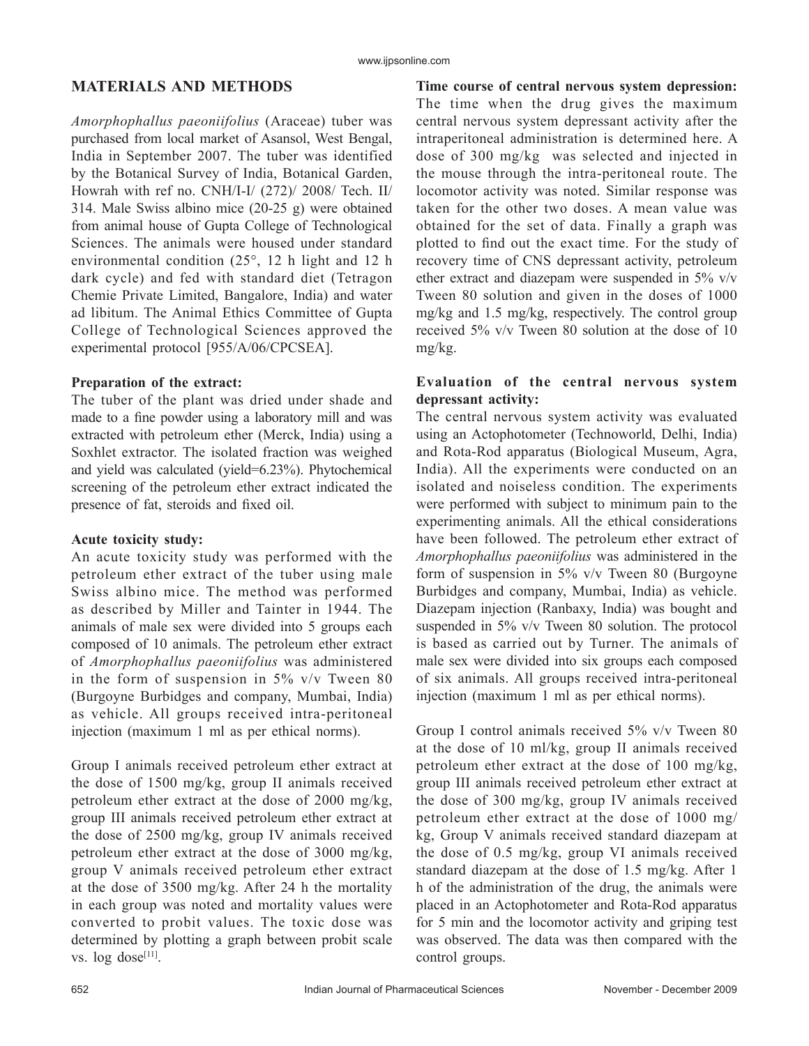## MATERIALS AND METHODS

*Amorphophallus paeoniifolius* (Araceae) tuber was purchased from local market of Asansol, West Bengal, India in September 2007. The tuber was identified by the Botanical Survey of India, Botanical Garden, Howrah with ref no. CNH/I-I/ (272)/ 2008/ Tech. II/ 314. Male Swiss albino mice (20-25 g) were obtained from animal house of Gupta College of Technological Sciences. The animals were housed under standard environmental condition (25°, 12 h light and 12 h dark cycle) and fed with standard diet (Tetragon Chemie Private Limited, Bangalore, India) and water ad libitum. The Animal Ethics Committee of Gupta College of Technological Sciences approved the experimental protocol [955/A/06/CPCSEA].

### Preparation of the extract:

The tuber of the plant was dried under shade and made to a fine powder using a laboratory mill and was extracted with petroleum ether (Merck, India) using a Soxhlet extractor. The isolated fraction was weighed and yield was calculated (yield=6.23%). Phytochemical screening of the petroleum ether extract indicated the presence of fat, steroids and fixed oil.

### Acute toxicity study:

An acute toxicity study was performed with the petroleum ether extract of the tuber using male Swiss albino mice. The method was performed as described by Miller and Tainter in 1944. The animals of male sex were divided into 5 groups each composed of 10 animals. The petroleum ether extract of *Amorphophallus paeoniifolius* was administered in the form of suspension in 5% v/v Tween 80 (Burgoyne Burbidges and company, Mumbai, India) as vehicle. All groups received intra-peritoneal injection (maximum 1 ml as per ethical norms).

Group I animals received petroleum ether extract at the dose of 1500 mg/kg, group II animals received petroleum ether extract at the dose of 2000 mg/kg, group III animals received petroleum ether extract at the dose of 2500 mg/kg, group IV animals received petroleum ether extract at the dose of 3000 mg/kg, group V animals received petroleum ether extract at the dose of 3500 mg/kg. After 24 h the mortality in each group was noted and mortality values were converted to probit values. The toxic dose was determined by plotting a graph between probit scale vs. log dose[11].

### Time course of central nervous system depression:

The time when the drug gives the maximum central nervous system depressant activity after the intraperitoneal administration is determined here. A dose of 300 mg/kg was selected and injected in the mouse through the intra-peritoneal route. The locomotor activity was noted. Similar response was taken for the other two doses. A mean value was obtained for the set of data. Finally a graph was plotted to find out the exact time. For the study of recovery time of CNS depressant activity, petroleum ether extract and diazepam were suspended in 5% v/v Tween 80 solution and given in the doses of 1000 mg/kg and 1.5 mg/kg, respectively. The control group received 5% v/v Tween 80 solution at the dose of 10 mg/kg.

### Evaluation of the central nervous system depressant activity:

The central nervous system activity was evaluated using an Actophotometer (Technoworld, Delhi, India) and Rota-Rod apparatus (Biological Museum, Agra, India). All the experiments were conducted on an isolated and noiseless condition. The experiments were performed with subject to minimum pain to the experimenting animals. All the ethical considerations have been followed. The petroleum ether extract of *Amorphophallus paeoniifolius* was administered in the form of suspension in 5% v/v Tween 80 (Burgoyne Burbidges and company, Mumbai, India) as vehicle. Diazepam injection (Ranbaxy, India) was bought and suspended in 5% v/v Tween 80 solution. The protocol is based as carried out by Turner. The animals of male sex were divided into six groups each composed of six animals. All groups received intra-peritoneal injection (maximum 1 ml as per ethical norms).

Group I control animals received 5% v/v Tween 80 at the dose of 10 ml/kg, group II animals received petroleum ether extract at the dose of 100 mg/kg, group III animals received petroleum ether extract at the dose of 300 mg/kg, group IV animals received petroleum ether extract at the dose of 1000 mg/kg, Group V animals received standard diazepam at the dose of 0.5 mg/kg, group VI animals received standard diazepam at the dose of 1.5 mg/kg. After 1 h of the administration of the drug, the animals were placed in an Actophotometer and Rota-Rod apparatus for 5 min and the locomotor activity and griping test was observed. The data was then compared with the control groups.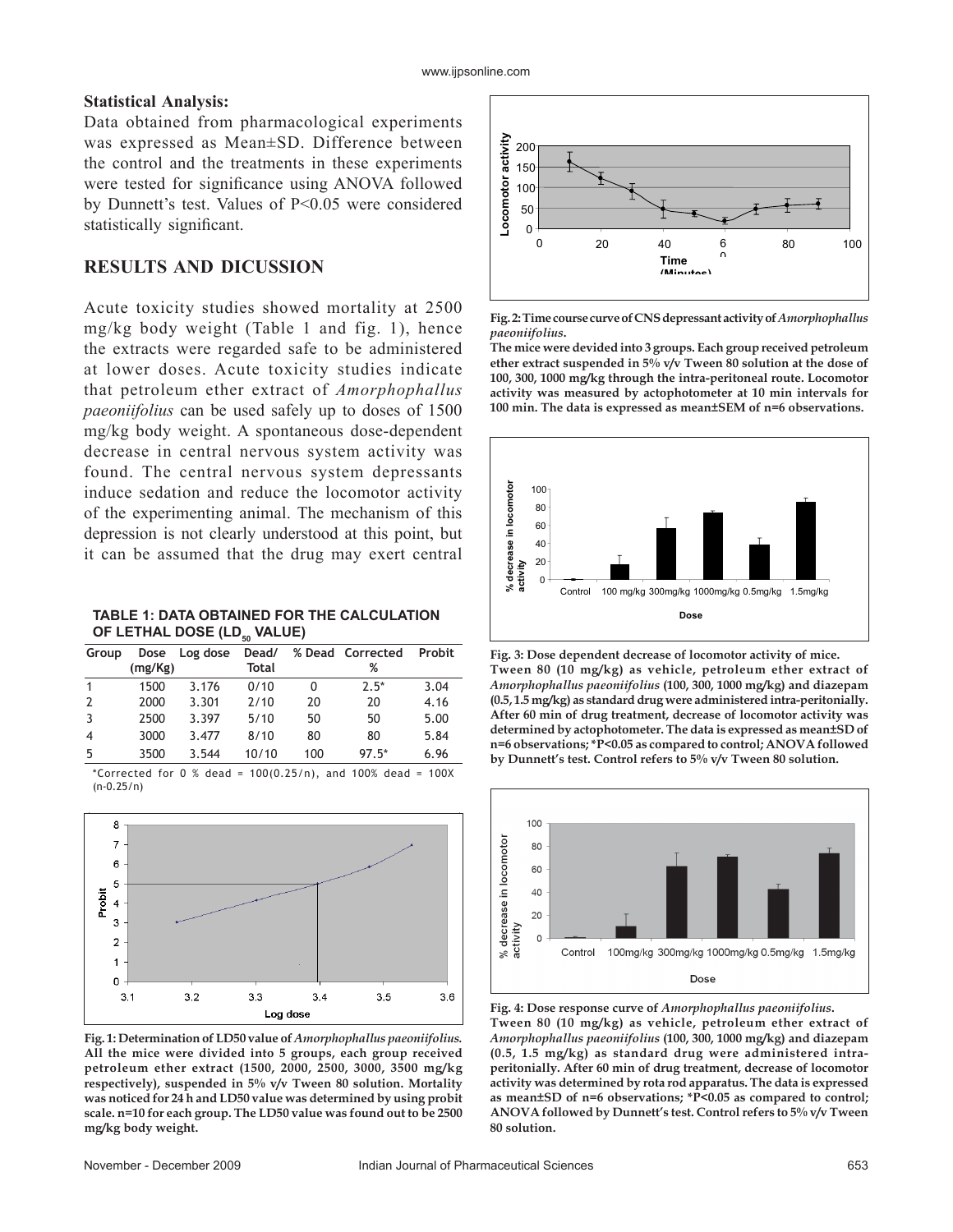## Statistical Analysis:

Data obtained from pharmacological experiments was expressed as Mean±SD. Difference between the control and the treatments in these experiments were tested for significance using ANOVA followed by Dunnett's test. Values of P<0.05 were considered statistically significant.

## RESULTS AND DICUSSION

Acute toxicity studies showed mortality at 2500 mg/kg body weight (Table 1 and fig. 1), hence the extracts were regarded safe to be administered at lower doses. Acute toxicity studies indicate that petroleum ether extract of *Amorphophallus paeoniifolius* can be used safely up to doses of 1500 mg/kg body weight. A spontaneous dose-dependent decrease in central nervous system activity was found. The central nervous system depressants induce sedation and reduce the locomotor activity of the experimenting animal. The mechanism of this depression is not clearly understood at this point, but it can be assumed that the drug may exert central

**TABLE 1: DATA OBTAINED FOR THE CALCULATION OF LETHAL DOSE ($LD_{50}$ VALUE)**

| Group | Dose (mg/Kg) | Log dose | Dead/ Total | % Dead | Corrected % | Probit |
|---|---|---|---|---|---|---|
| 1 | 1500 | 3.176 | 0/10 | 0 | 2.5* | 3.04 |
| 2 | 2000 | 3.301 | 2/10 | 20 | 20 | 4.16 |
| 3 | 2500 | 3.397 | 5/10 | 50 | 50 | 5.00 |
| 4 | 3000 | 3.477 | 8/10 | 80 | 80 | 5.84 |
| 5 | 3500 | 3.544 | 10/10 | 100 | 97.5* | 6.96 |

*Corrected for 0 % dead = 100(0.25/n), and 100% dead = 100X (n-0.25/n)

**Fig. 1: Determination of LD50 value of *Amorphophallus paeoniifolius*. All the mice were divided into 5 groups, each group received petroleum ether extract (1500, 2000, 2500, 3000, 3500 mg/kg respectively), suspended in 5% v/v Tween 80 solution. Mortality was noticed for 24 h and LD50 value was determined by using probit scale. n=10 for each group. The LD50 value was found out to be 2500 mg/kg body weight.**

**Fig. 2: Time course curve of CNS depressant activity of *Amorphophallus paeoniifolius*.**
**The mice were devided into 3 groups. Each group received petroleum ether extract suspended in 5% v/v Tween 80 solution at the dose of 100, 300, 1000 mg/kg through the intra-peritoneal route. Locomotor activity was measured by actophotometer at 10 min intervals for 100 min. The data is expressed as mean±SEM of n=6 observations.**

**Fig. 3: Dose dependent decrease of locomotor activity of mice. Tween 80 (10 mg/kg) as vehicle, petroleum ether extract of *Amorphophallus paeoniifolius* (100, 300, 1000 mg/kg) and diazepam (0.5, 1.5 mg/kg) as standard drug were administered intra-peritonially. After 60 min of drug treatment, decrease of locomotor activity was determined by actophotometer. The data is expressed as mean±SD of n=6 observations; *P<0.05 as compared to control; ANOVA followed by Dunnett's test. Control refers to 5% v/v Tween 80 solution.**

**Fig. 4: Dose response curve of *Amorphophallus paeoniifolius*. Tween 80 (10 mg/kg) as vehicle, petroleum ether extract of *Amorphophallus paeoniifolius* (100, 300, 1000 mg/kg) and diazepam (0.5, 1.5 mg/kg) as standard drug were administered intra-peritonially. After 60 min of drug treatment, decrease of locomotor activity was determined by rota rod apparatus. The data is expressed as mean±SD of n=6 observations; *P<0.05 as compared to control; ANOVA followed by Dunnett's test. Control refers to 5% v/v Tween 80 solution.**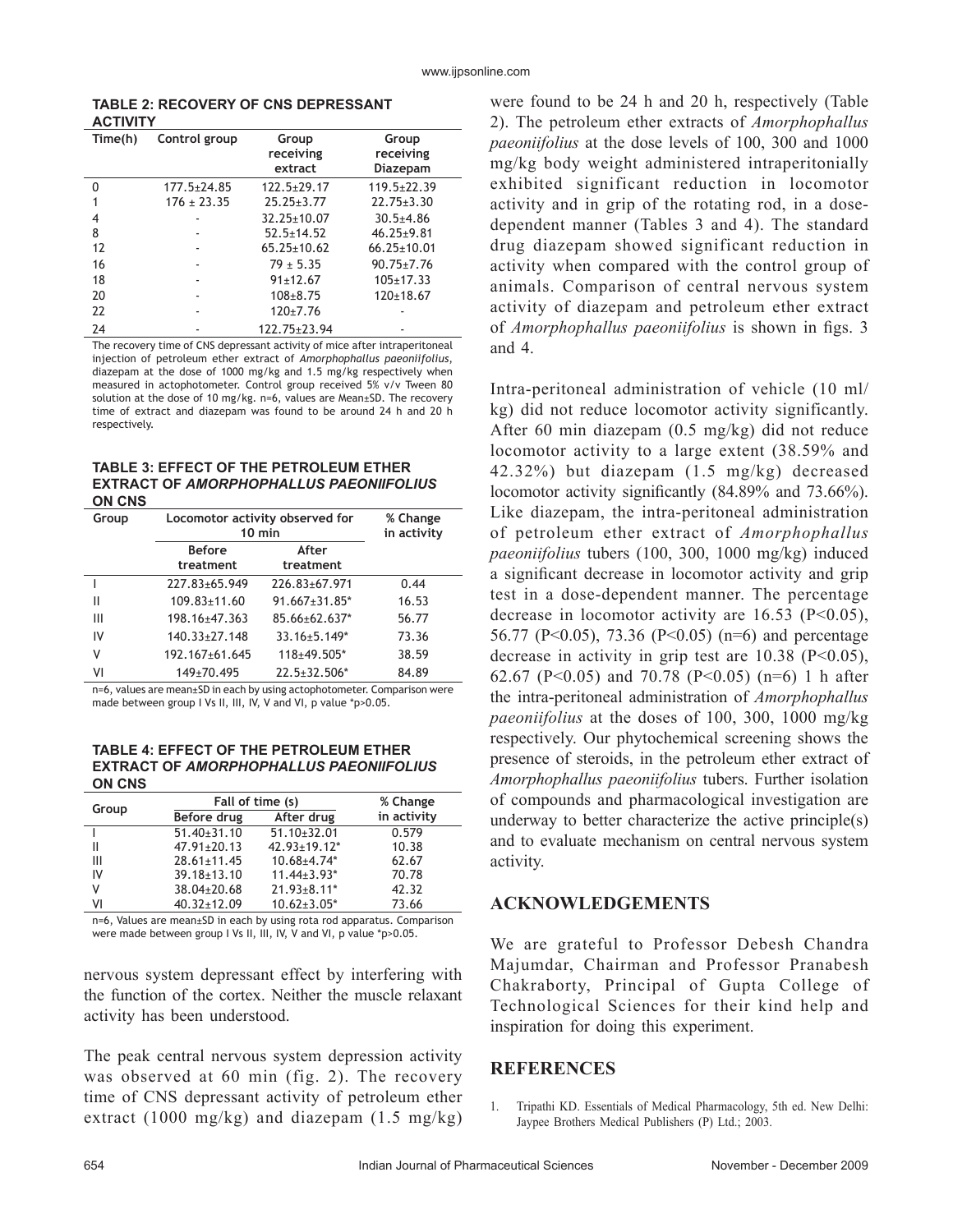**TABLE 2: RECOVERY OF CNS DEPRESSANT ACTIVITY**

| Time(h) | Control group | Group receiving extract | Group receiving Diazepam |
|---|---|---|---|
| 0 | 177.5±24.85 | 122.5±29.17 | 119.5±22.39 |
| 1 | 176 ± 23.35 | 25.25±3.77 | 22.75±3.30 |
| 4 | - | 32.25±10.07 | 30.5±4.86 |
| 8 | - | 52.5±14.52 | 46.25±9.81 |
| 12 | - | 65.25±10.62 | 66.25±10.01 |
| 16 | - | 79 ± 5.35 | 90.75±7.76 |
| 18 | - | 91±12.67 | 105±17.33 |
| 20 | - | 108±8.75 | 120±18.67 |
| 22 | - | 120±7.76 | - |
| 24 | - | 122.75±23.94 | - |

The recovery time of CNS depressant activity of mice after intraperitoneal injection of petroleum ether extract of *Amorphophallus paeoniifolius*, diazepam at the dose of 1000 mg/kg and 1.5 mg/kg respectively when measured in actophotometer. Control group received 5% v/v Tween 80 solution at the dose of 10 mg/kg. n=6, values are Mean±SD. The recovery time of extract and diazepam was found to be around 24 h and 20 h respectively.

**TABLE 3: EFFECT OF THE PETROLEUM ETHER EXTRACT OF *AMORPHOPHALLUS PAEONIIFOLIUS* ON CNS**

| Group | Locomotor activity observed for 10 min | | % Change in activity |
|---|---|---|---|
| | Before treatment | After treatment | |
| I | 227.83±65.949 | 226.83±67.971 | 0.44 |
| II | 109.83±11.60 | 91.667±31.85* | 16.53 |
| III | 198.16±47.363 | 85.66±62.637* | 56.77 |
| IV | 140.33±27.148 | 33.16±5.149* | 73.36 |
| V | 192.167±61.645 | 118±49.505* | 38.59 |
| VI | 149±70.495 | 22.5±32.506* | 84.89 |

n=6, values are mean±SD in each by using actophotometer. Comparison were made between group I Vs II, III, IV, V and VI, p value *p>0.05.

**TABLE 4: EFFECT OF THE PETROLEUM ETHER EXTRACT OF *AMORPHOPHALLUS PAEONIIFOLIUS* ON CNS**

| Group | Fall of time (s) | | % Change in activity |
|---|---|---|---|
| | Before drug | After drug | |
| I | 51.40±31.10 | 51.10±32.01 | 0.579 |
| II | 47.91±20.13 | 42.93±19.12* | 10.38 |
| III | 28.61±11.45 | 10.68±4.74* | 62.67 |
| IV | 39.18±13.10 | 11.44±3.93* | 70.78 |
| V | 38.04±20.68 | 21.93±8.11* | 42.32 |
| VI | 40.32±12.09 | 10.62±3.05* | 73.66 |

n=6, Values are mean±SD in each by using rota rod apparatus. Comparison were made between group I Vs II, III, IV, V and VI, p value *p>0.05.

nervous system depressant effect by interfering with the function of the cortex. Neither the muscle relaxant activity has been understood.

The peak central nervous system depression activity was observed at 60 min (fig. 2). The recovery time of CNS depressant activity of petroleum ether extract (1000 mg/kg) and diazepam (1.5 mg/kg) were found to be 24 h and 20 h, respectively (Table 2). The petroleum ether extracts of *Amorphophallus paeoniifolius* at the dose levels of 100, 300 and 1000 mg/kg body weight administered intraperitonially exhibited significant reduction in locomotor activity and in grip of the rotating rod, in a dose-dependent manner (Tables 3 and 4). The standard drug diazepam showed significant reduction in activity when compared with the control group of animals. Comparison of central nervous system activity of diazepam and petroleum ether extract of *Amorphophallus paeoniifolius* is shown in figs. 3 and 4.

Intra-peritoneal administration of vehicle (10 ml/kg) did not reduce locomotor activity significantly. After 60 min diazepam (0.5 mg/kg) did not reduce locomotor activity to a large extent (38.59% and 42.32%) but diazepam (1.5 mg/kg) decreased locomotor activity significantly (84.89% and 73.66%). Like diazepam, the intra-peritoneal administration of petroleum ether extract of *Amorphophallus paeoniifolius* tubers (100, 300, 1000 mg/kg) induced a significant decrease in locomotor activity and grip test in a dose-dependent manner. The percentage decrease in locomotor activity are 16.53 ($P<0.05$), 56.77 ($P<0.05$), 73.36 ($P<0.05$) (n=6) and percentage decrease in activity in grip test are 10.38 ($P<0.05$), 62.67 ($P<0.05$) and 70.78 ($P<0.05$) (n=6) 1 h after the intra-peritoneal administration of *Amorphophallus paeoniifolius* at the doses of 100, 300, 1000 mg/kg respectively. Our phytochemical screening shows the presence of steroids, in the petroleum ether extract of *Amorphophallus paeoniifolius* tubers. Further isolation of compounds and pharmacological investigation are underway to better characterize the active principle(s) and to evaluate mechanism on central nervous system activity.

## ACKNOWLEDGEMENTS

We are grateful to Professor Debesh Chandra Majumdar, Chairman and Professor Pranabesh Chakraborty, Principal of Gupta College of Technological Sciences for their kind help and inspiration for doing this experiment.

## REFERENCES

1. Tripathi KD. Essentials of Medical Pharmacology, 5th ed. New Delhi: Jaypee Brothers Medical Publishers (P) Ltd.; 2003.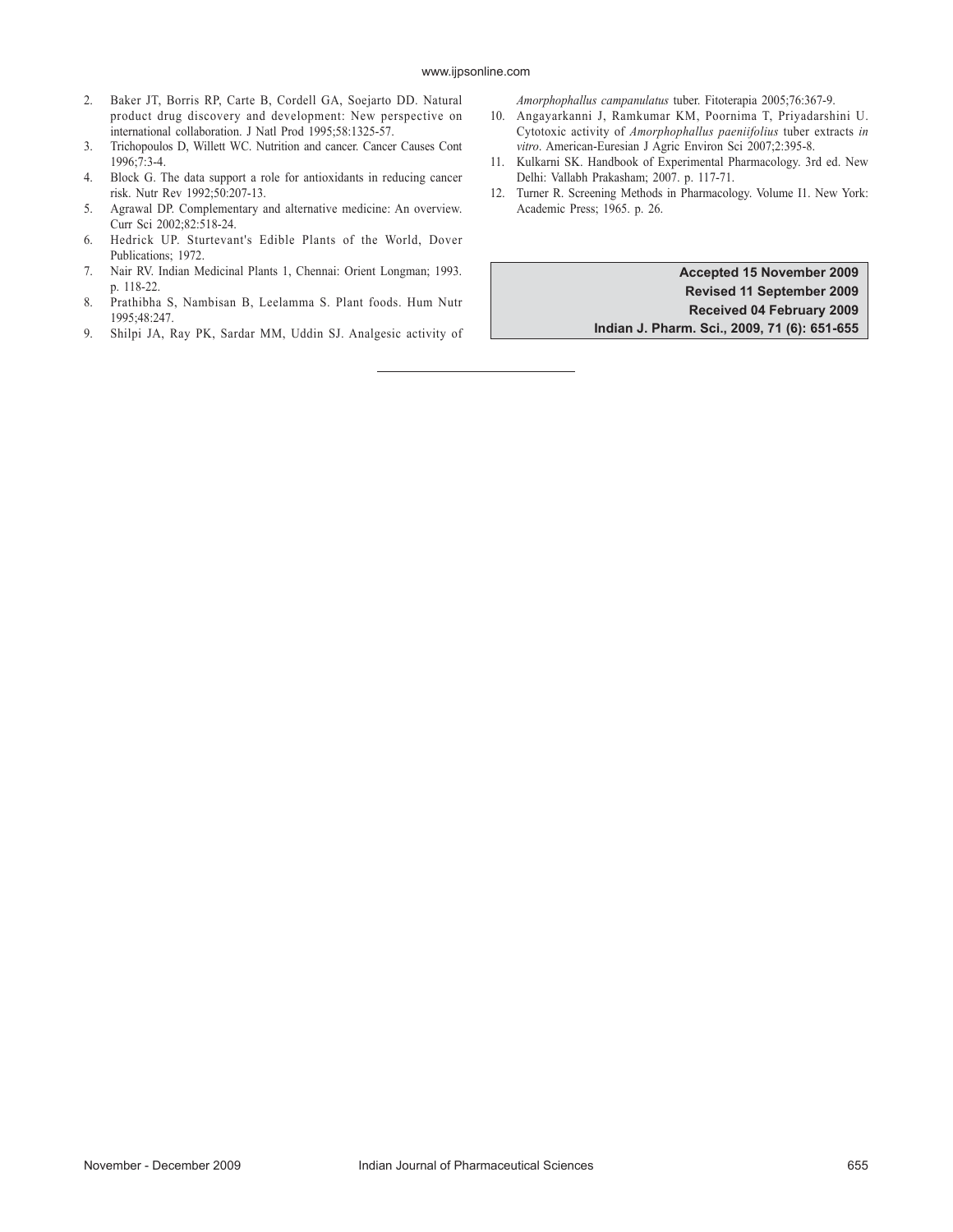2. Baker JT, Borris RP, Carte B, Cordell GA, Soejarto DD. Natural product drug discovery and development: New perspective on international collaboration. J Natl Prod 1995;58:1325-57.
3. Trichopoulos D, Willett WC. Nutrition and cancer. Cancer Causes Cont 1996;7:3-4.
4. Block G. The data support a role for antioxidants in reducing cancer risk. Nutr Rev 1992;50:207-13.
5. Agrawal DP. Complementary and alternative medicine: An overview. Curr Sci 2002;82:518-24.
6. Hedrick UP. Sturtevant's Edible Plants of the World, Dover Publications; 1972.
7. Nair RV. Indian Medicinal Plants 1, Chennai: Orient Longman; 1993. p. 118-22.
8. Prathibha S, Nambisan B, Leelamma S. Plant foods. Hum Nutr 1995;48:247.
9. Shilpi JA, Ray PK, Sardar MM, Uddin SJ. Analgesic activity of *Amorphophallus campanulatus* tuber. Fitoterapia 2005;76:367-9.
10. Angayarkanni J, Ramkumar KM, Poornima T, Priyadarshini U. Cytotoxic activity of *Amorphophallus paeniifolius* tuber extracts *in vitro*. American-Euresian J Agric Environ Sci 2007;2:395-8.
11. Kulkarni SK. Handbook of Experimental Pharmacology. 3rd ed. New Delhi: Vallabh Prakasham; 2007. p. 117-71.
12. Turner R. Screening Methods in Pharmacology. Volume I1. New York: Academic Press; 1965. p. 26.

**Accepted 15 November 2009**
**Revised 11 September 2009**
**Received 04 February 2009**
**Indian J. Pharm. Sci., 2009, 71 (6): 651-655**